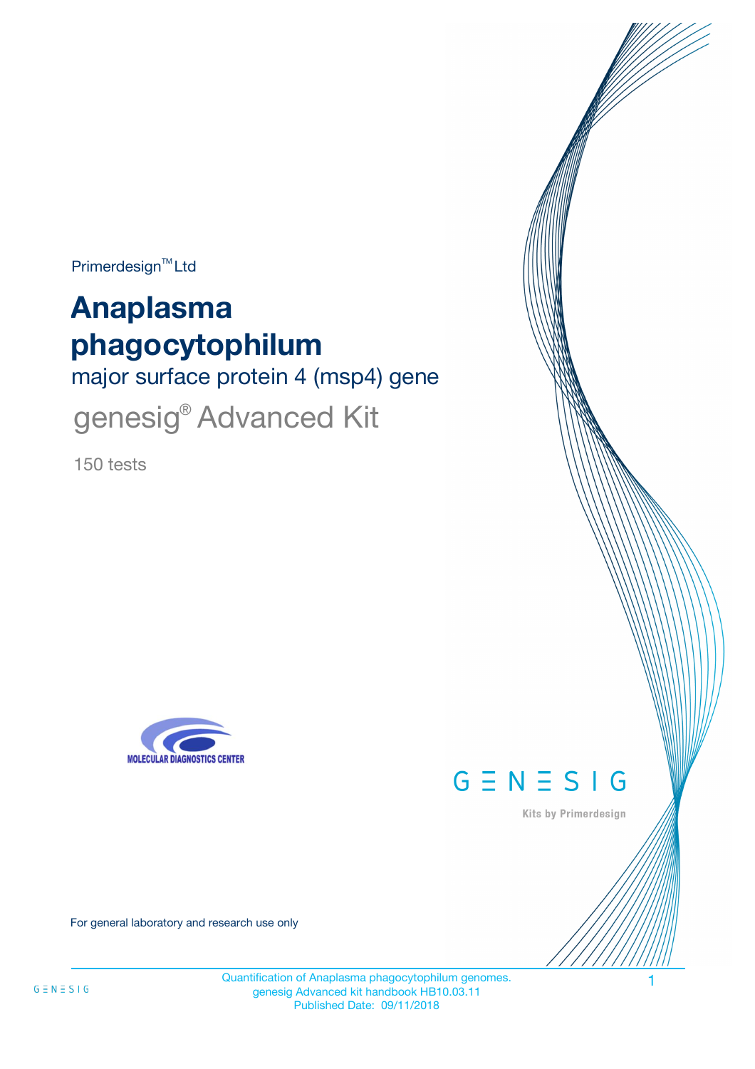Primerdesign™ Ltd

# Anaplasma phagocytophilum

## major surface protein 4 (msp4) gene

## genesig® Advanced Kit

150 tests

MOLECULAR DIAGNOSTICS CENTER

GENESIG

Kits by Primerdesign

For general laboratory and research use only

Quantification of Anaplasma phagocytophilum genomes.
genesig Advanced kit handbook HB10.03.11
Published Date: 09/11/2018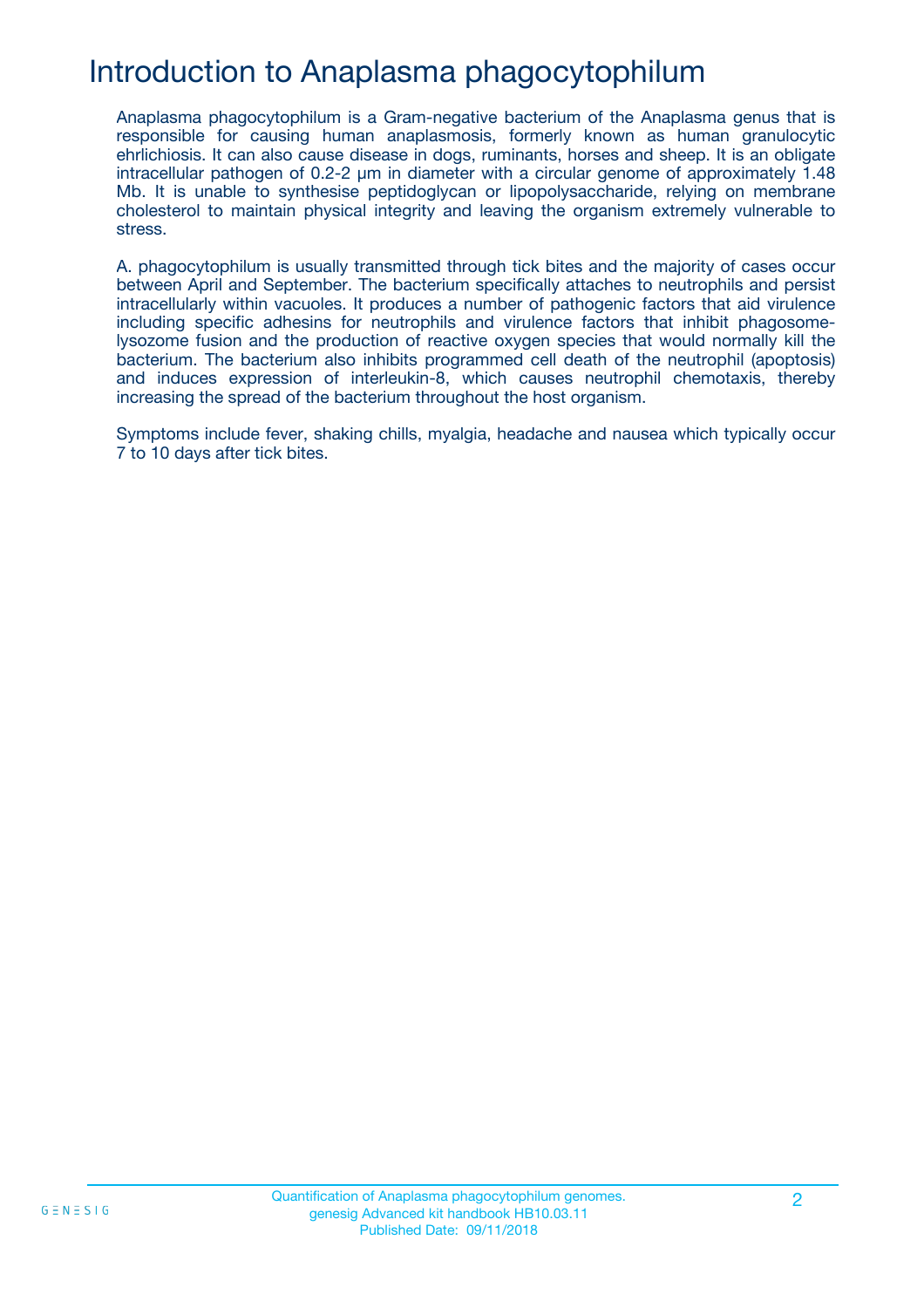# Introduction to Anaplasma phagocytophilum

Anaplasma phagocytophilum is a Gram-negative bacterium of the Anaplasma genus that is responsible for causing human anaplasmosis, formerly known as human granulocytic ehrlichiosis. It can also cause disease in dogs, ruminants, horses and sheep. It is an obligate intracellular pathogen of 0.2-2 µm in diameter with a circular genome of approximately 1.48 Mb. It is unable to synthesise peptidoglycan or lipopolysaccharide, relying on membrane cholesterol to maintain physical integrity and leaving the organism extremely vulnerable to stress.

A. phagocytophilum is usually transmitted through tick bites and the majority of cases occur between April and September. The bacterium specifically attaches to neutrophils and persist intracellularly within vacuoles. It produces a number of pathogenic factors that aid virulence including specific adhesins for neutrophils and virulence factors that inhibit phagosome-lysozome fusion and the production of reactive oxygen species that would normally kill the bacterium. The bacterium also inhibits programmed cell death of the neutrophil (apoptosis) and induces expression of interleukin-8, which causes neutrophil chemotaxis, thereby increasing the spread of the bacterium throughout the host organism.

Symptoms include fever, shaking chills, myalgia, headache and nausea which typically occur 7 to 10 days after tick bites.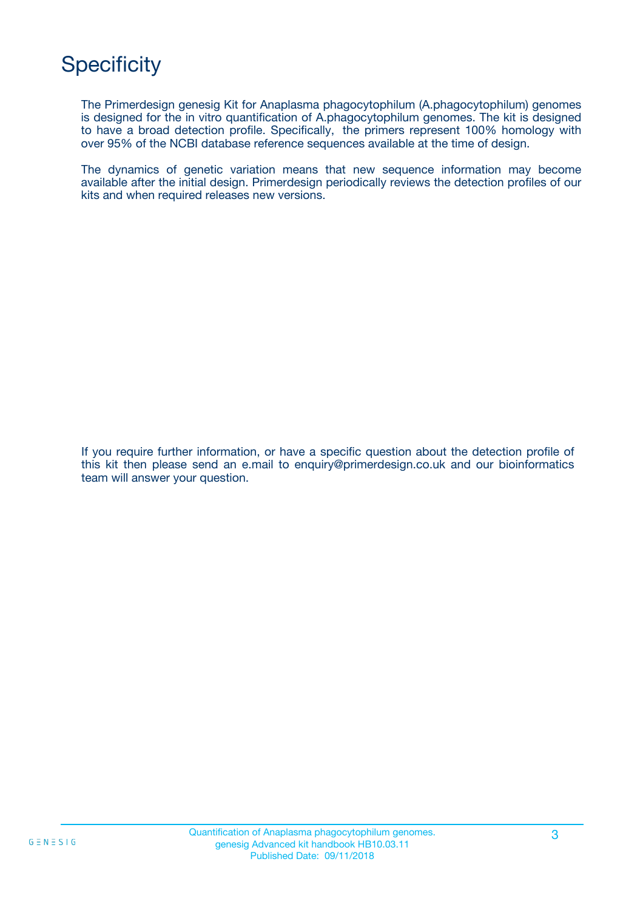# Specificity

The Primerdesign genesig Kit for Anaplasma phagocytophilum (A.phagocytophilum) genomes is designed for the in vitro quantification of A.phagocytophilum genomes. The kit is designed to have a broad detection profile. Specifically, the primers represent 100% homology with over 95% of the NCBI database reference sequences available at the time of design.

The dynamics of genetic variation means that new sequence information may become available after the initial design. Primerdesign periodically reviews the detection profiles of our kits and when required releases new versions.

If you require further information, or have a specific question about the detection profile of this kit then please send an e.mail to enquiry@primerdesign.co.uk and our bioinformatics team will answer your question.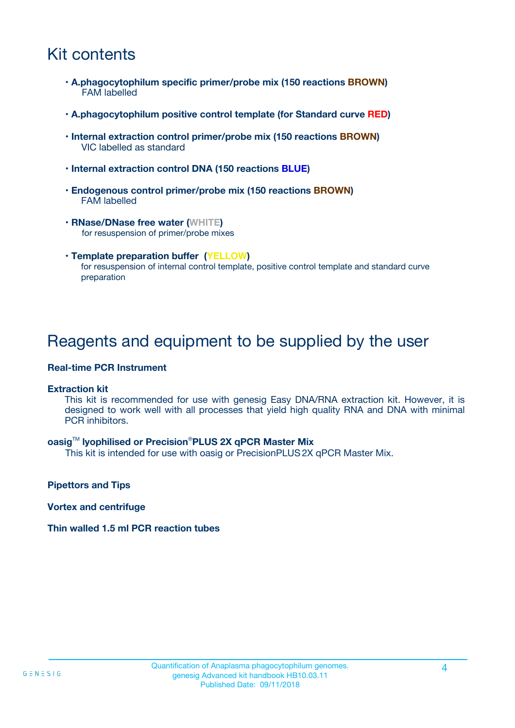# Kit contents

- **A.phagocytophilum specific primer/probe mix (150 reactions BROWN)**
  FAM labelled
- **A.phagocytophilum positive control template (for Standard curve RED)**
- **Internal extraction control primer/probe mix (150 reactions BROWN)**
  VIC labelled as standard
- **Internal extraction control DNA (150 reactions BLUE)**
- **Endogenous control primer/probe mix (150 reactions BROWN)**
  FAM labelled
- **RNase/DNase free water (WHITE)**
  for resuspension of primer/probe mixes
- **Template preparation buffer (YELLOW)**
  for resuspension of internal control template, positive control template and standard curve preparation

# Reagents and equipment to be supplied by the user

**Real-time PCR Instrument**

**Extraction kit**

This kit is recommended for use with genesig Easy DNA/RNA extraction kit. However, it is designed to work well with all processes that yield high quality RNA and DNA with minimal PCR inhibitors.

**oasig™ lyophilised or Precision®PLUS 2X qPCR Master Mix**

This kit is intended for use with oasig or PrecisionPLUS 2X qPCR Master Mix.

**Pipettors and Tips**

**Vortex and centrifuge**

**Thin walled 1.5 ml PCR reaction tubes**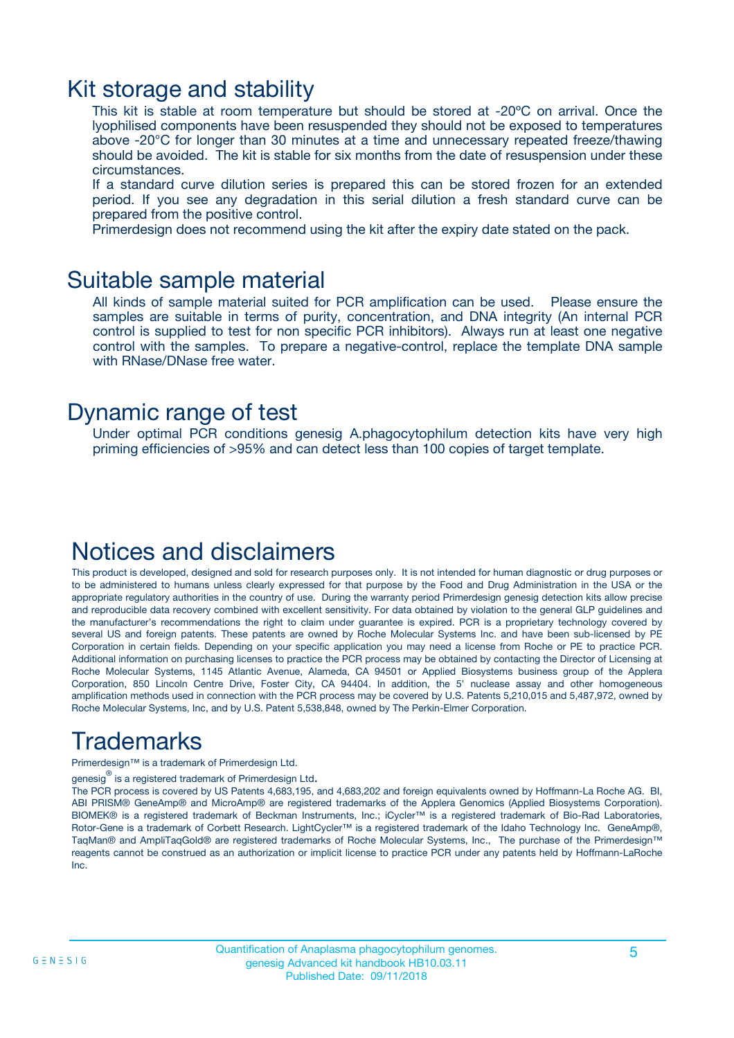# Kit storage and stability

This kit is stable at room temperature but should be stored at -20ºC on arrival. Once the lyophilised components have been resuspended they should not be exposed to temperatures above -20°C for longer than 30 minutes at a time and unnecessary repeated freeze/thawing should be avoided. The kit is stable for six months from the date of resuspension under these circumstances.

If a standard curve dilution series is prepared this can be stored frozen for an extended period. If you see any degradation in this serial dilution a fresh standard curve can be prepared from the positive control.

Primerdesign does not recommend using the kit after the expiry date stated on the pack.

# Suitable sample material

All kinds of sample material suited for PCR amplification can be used. Please ensure the samples are suitable in terms of purity, concentration, and DNA integrity (An internal PCR control is supplied to test for non specific PCR inhibitors). Always run at least one negative control with the samples. To prepare a negative-control, replace the template DNA sample with RNase/DNase free water.

# Dynamic range of test

Under optimal PCR conditions genesig A.phagocytophilum detection kits have very high priming efficiencies of >95% and can detect less than 100 copies of target template.

# Notices and disclaimers

This product is developed, designed and sold for research purposes only. It is not intended for human diagnostic or drug purposes or to be administered to humans unless clearly expressed for that purpose by the Food and Drug Administration in the USA or the appropriate regulatory authorities in the country of use. During the warranty period Primerdesign genesig detection kits allow precise and reproducible data recovery combined with excellent sensitivity. For data obtained by violation to the general GLP guidelines and the manufacturer's recommendations the right to claim under guarantee is expired. PCR is a proprietary technology covered by several US and foreign patents. These patents are owned by Roche Molecular Systems Inc. and have been sub-licensed by PE Corporation in certain fields. Depending on your specific application you may need a license from Roche or PE to practice PCR. Additional information on purchasing licenses to practice the PCR process may be obtained by contacting the Director of Licensing at Roche Molecular Systems, 1145 Atlantic Avenue, Alameda, CA 94501 or Applied Biosystems business group of the Applera Corporation, 850 Lincoln Centre Drive, Foster City, CA 94404. In addition, the 5' nuclease assay and other homogeneous amplification methods used in connection with the PCR process may be covered by U.S. Patents 5,210,015 and 5,487,972, owned by Roche Molecular Systems, Inc, and by U.S. Patent 5,538,848, owned by The Perkin-Elmer Corporation.

# Trademarks

Primerdesign™ is a trademark of Primerdesign Ltd.

genesig® is a registered trademark of Primerdesign Ltd.

The PCR process is covered by US Patents 4,683,195, and 4,683,202 and foreign equivalents owned by Hoffmann-La Roche AG. BI, ABI PRISM® GeneAmp® and MicroAmp® are registered trademarks of the Applera Genomics (Applied Biosystems Corporation). BIOMEK® is a registered trademark of Beckman Instruments, Inc.; iCycler™ is a registered trademark of Bio-Rad Laboratories, Rotor-Gene is a trademark of Corbett Research. LightCycler™ is a registered trademark of the Idaho Technology Inc. GeneAmp®, TaqMan® and AmpliTaqGold® are registered trademarks of Roche Molecular Systems, Inc., The purchase of the Primerdesign™ reagents cannot be construed as an authorization or implicit license to practice PCR under any patents held by Hoffmann-LaRoche Inc.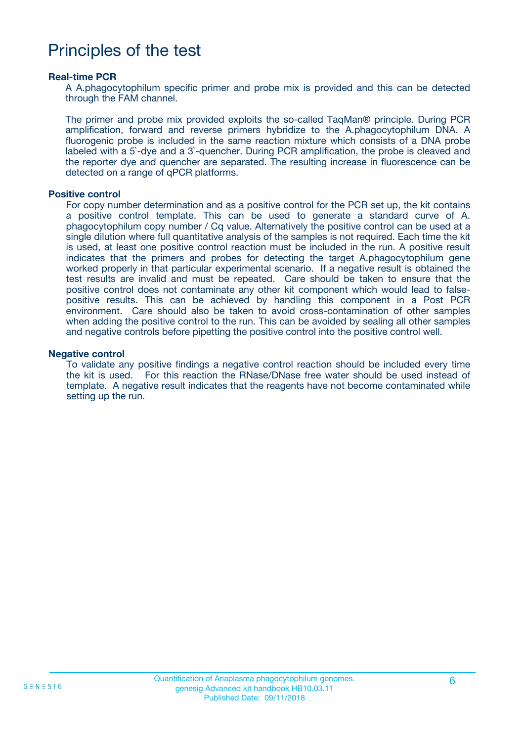# Principles of the test

### Real-time PCR

A A.phagocytophilum specific primer and probe mix is provided and this can be detected through the FAM channel.

The primer and probe mix provided exploits the so-called TaqMan® principle. During PCR amplification, forward and reverse primers hybridize to the A.phagocytophilum DNA. A fluorogenic probe is included in the same reaction mixture which consists of a DNA probe labeled with a 5`-dye and a 3`-quencher. During PCR amplification, the probe is cleaved and the reporter dye and quencher are separated. The resulting increase in fluorescence can be detected on a range of qPCR platforms.

### Positive control

For copy number determination and as a positive control for the PCR set up, the kit contains a positive control template. This can be used to generate a standard curve of A. phagocytophilum copy number / Cq value. Alternatively the positive control can be used at a single dilution where full quantitative analysis of the samples is not required. Each time the kit is used, at least one positive control reaction must be included in the run. A positive result indicates that the primers and probes for detecting the target A.phagocytophilum gene worked properly in that particular experimental scenario. If a negative result is obtained the test results are invalid and must be repeated. Care should be taken to ensure that the positive control does not contaminate any other kit component which would lead to false-positive results. This can be achieved by handling this component in a Post PCR environment. Care should also be taken to avoid cross-contamination of other samples when adding the positive control to the run. This can be avoided by sealing all other samples and negative controls before pipetting the positive control into the positive control well.

### Negative control

To validate any positive findings a negative control reaction should be included every time the kit is used. For this reaction the RNase/DNase free water should be used instead of template. A negative result indicates that the reagents have not become contaminated while setting up the run.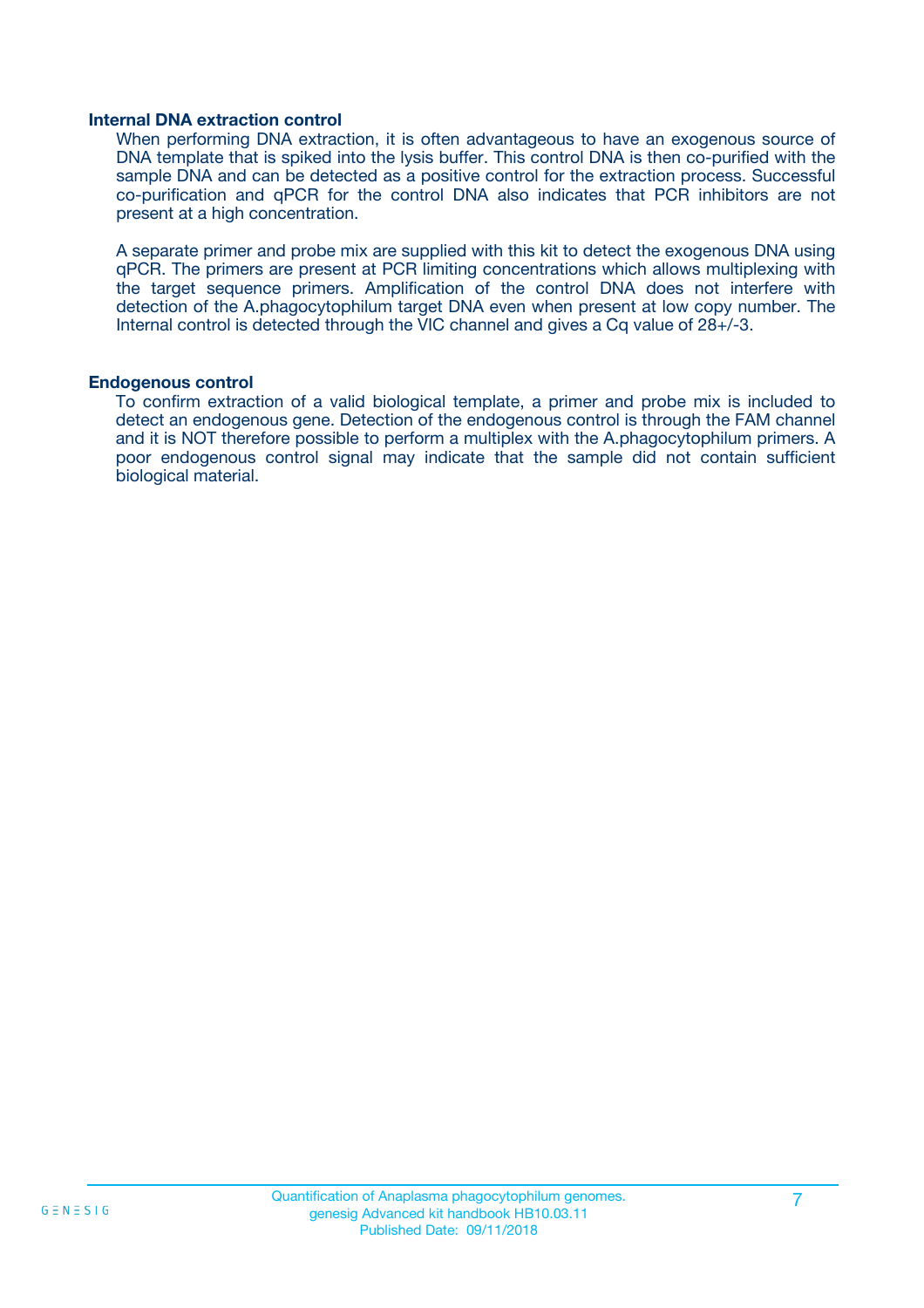### Internal DNA extraction control

When performing DNA extraction, it is often advantageous to have an exogenous source of DNA template that is spiked into the lysis buffer. This control DNA is then co-purified with the sample DNA and can be detected as a positive control for the extraction process. Successful co-purification and qPCR for the control DNA also indicates that PCR inhibitors are not present at a high concentration.

A separate primer and probe mix are supplied with this kit to detect the exogenous DNA using qPCR. The primers are present at PCR limiting concentrations which allows multiplexing with the target sequence primers. Amplification of the control DNA does not interfere with detection of the A.phagocytophilum target DNA even when present at low copy number. The Internal control is detected through the VIC channel and gives a Cq value of 28+/-3.

### Endogenous control

To confirm extraction of a valid biological template, a primer and probe mix is included to detect an endogenous gene. Detection of the endogenous control is through the FAM channel and it is NOT therefore possible to perform a multiplex with the A.phagocytophilum primers. A poor endogenous control signal may indicate that the sample did not contain sufficient biological material.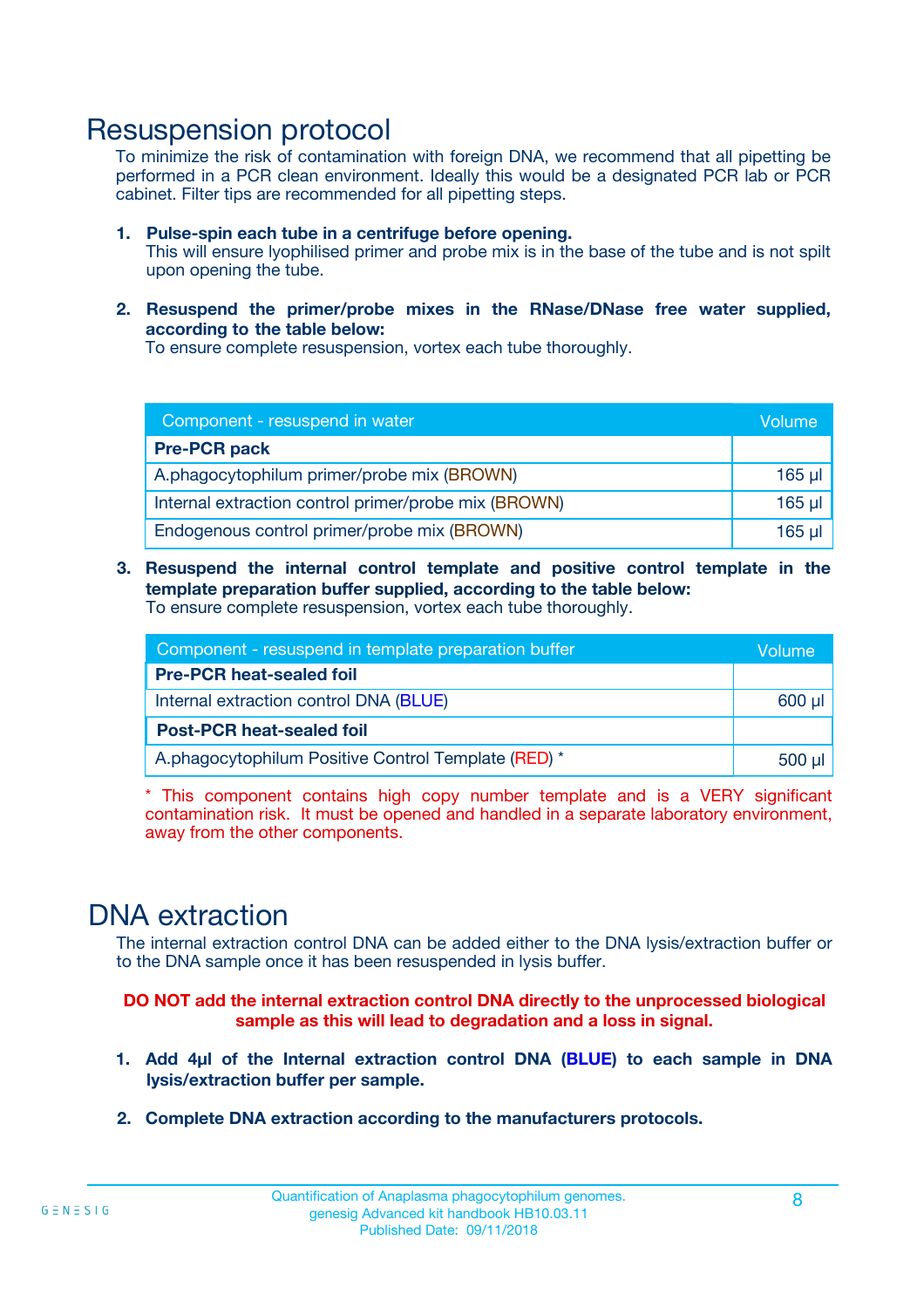# Resuspension protocol

To minimize the risk of contamination with foreign DNA, we recommend that all pipetting be performed in a PCR clean environment. Ideally this would be a designated PCR lab or PCR cabinet. Filter tips are recommended for all pipetting steps.

1. **Pulse-spin each tube in a centrifuge before opening.**
   This will ensure lyophilised primer and probe mix is in the base of the tube and is not spilt upon opening the tube.

2. **Resuspend the primer/probe mixes in the RNase/DNase free water supplied, according to the table below:**
   To ensure complete resuspension, vortex each tube thoroughly.

| Component - resuspend in water | Volume |
|---|---|
| **Pre-PCR pack** | |
| A.phagocytophilum primer/probe mix (BROWN) | 165 µl |
| Internal extraction control primer/probe mix (BROWN) | 165 µl |
| Endogenous control primer/probe mix (BROWN) | 165 µl |

3. **Resuspend the internal control template and positive control template in the template preparation buffer supplied, according to the table below:**
   To ensure complete resuspension, vortex each tube thoroughly.

| Component - resuspend in template preparation buffer | Volume |
|---|---|
| **Pre-PCR heat-sealed foil** | |
| Internal extraction control DNA (BLUE) | 600 µl |
| **Post-PCR heat-sealed foil** | |
| A.phagocytophilum Positive Control Template (RED) * | 500 µl |

\* This component contains high copy number template and is a VERY significant contamination risk. It must be opened and handled in a separate laboratory environment, away from the other components.

# DNA extraction

The internal extraction control DNA can be added either to the DNA lysis/extraction buffer or to the DNA sample once it has been resuspended in lysis buffer.

**DO NOT add the internal extraction control DNA directly to the unprocessed biological sample as this will lead to degradation and a loss in signal.**

1. **Add 4µl of the Internal extraction control DNA (BLUE) to each sample in DNA lysis/extraction buffer per sample.**

2. **Complete DNA extraction according to the manufacturers protocols.**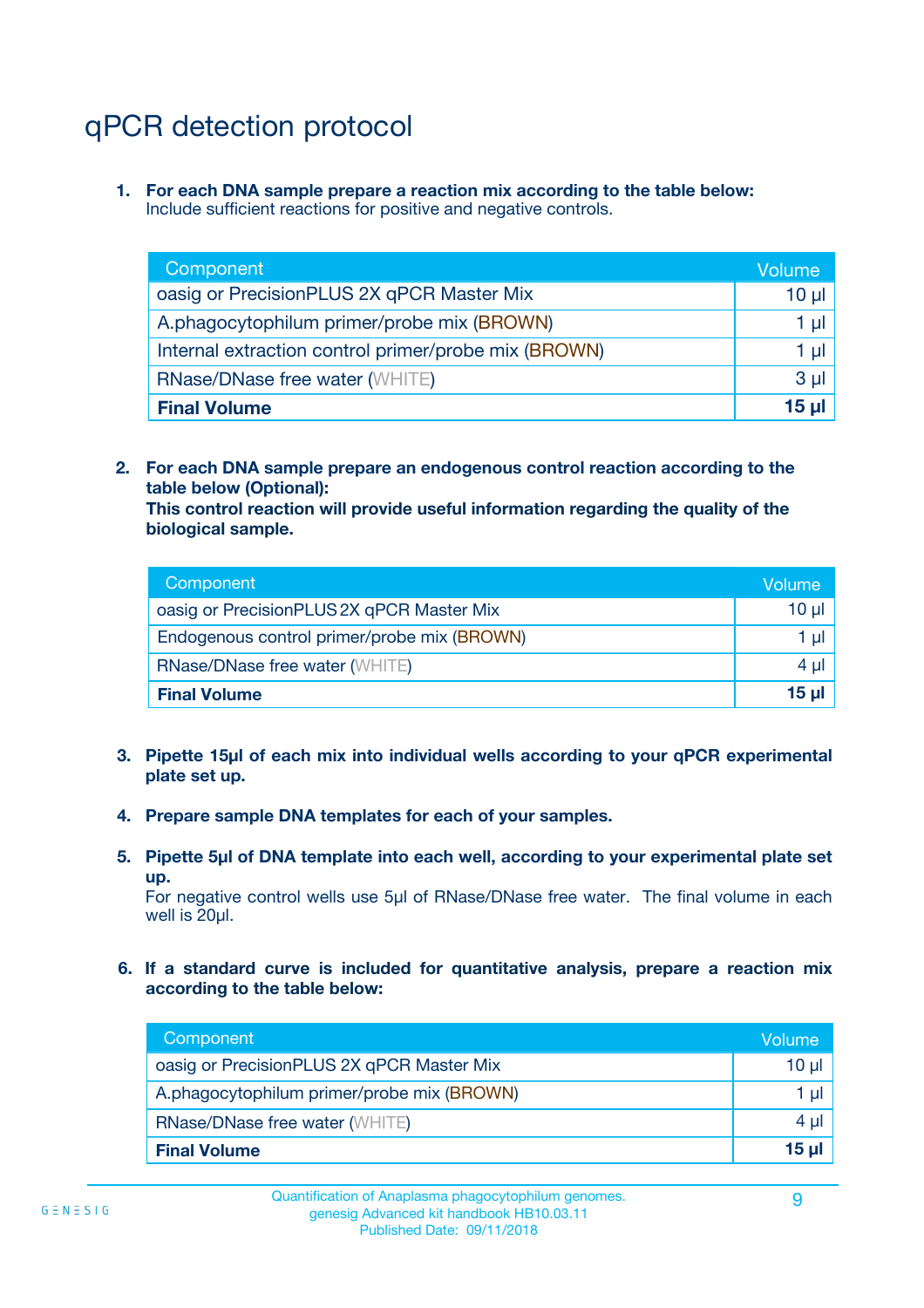# qPCR detection protocol

1. **For each DNA sample prepare a reaction mix according to the table below:**
   Include sufficient reactions for positive and negative controls.

| Component | Volume |
|---|---|
| oasig or PrecisionPLUS 2X qPCR Master Mix | 10 µl |
| A.phagocytophilum primer/probe mix (BROWN) | 1 µl |
| Internal extraction control primer/probe mix (BROWN) | 1 µl |
| RNase/DNase free water (WHITE) | 3 µl |
| **Final Volume** | **15 µl** |

2. **For each DNA sample prepare an endogenous control reaction according to the table below (Optional):**
   **This control reaction will provide useful information regarding the quality of the biological sample.**

| Component | Volume |
|---|---|
| oasig or PrecisionPLUS 2X qPCR Master Mix | 10 µl |
| Endogenous control primer/probe mix (BROWN) | 1 µl |
| RNase/DNase free water (WHITE) | 4 µl |
| **Final Volume** | **15 µl** |

3. **Pipette 15µl of each mix into individual wells according to your qPCR experimental plate set up.**

4. **Prepare sample DNA templates for each of your samples.**

5. **Pipette 5µl of DNA template into each well, according to your experimental plate set up.**
   For negative control wells use 5µl of RNase/DNase free water. The final volume in each well is 20µl.

6. **If a standard curve is included for quantitative analysis, prepare a reaction mix according to the table below:**

| Component | Volume |
|---|---|
| oasig or PrecisionPLUS 2X qPCR Master Mix | 10 µl |
| A.phagocytophilum primer/probe mix (BROWN) | 1 µl |
| RNase/DNase free water (WHITE) | 4 µl |
| **Final Volume** | **15 µl** |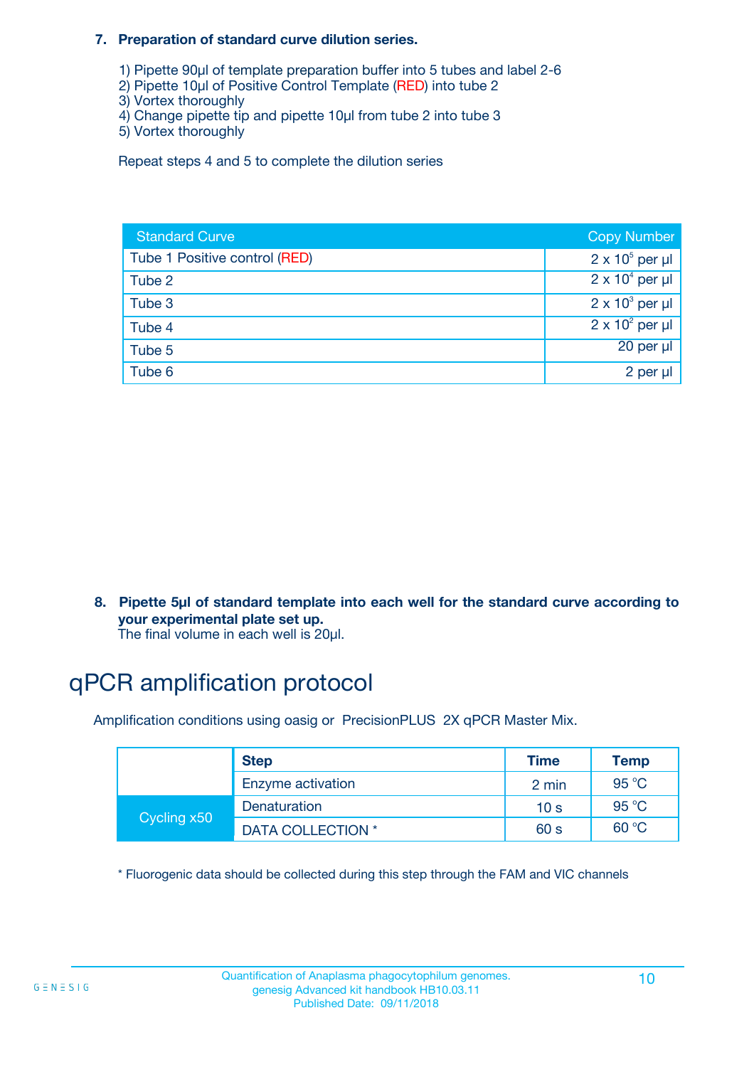7. **Preparation of standard curve dilution series.**

   1) Pipette 90µl of template preparation buffer into 5 tubes and label 2-6
   2) Pipette 10µl of Positive Control Template (RED) into tube 2
   3) Vortex thoroughly
   4) Change pipette tip and pipette 10µl from tube 2 into tube 3
   5) Vortex thoroughly

   Repeat steps 4 and 5 to complete the dilution series

| Standard Curve | Copy Number |
|---|---|
| Tube 1 Positive control (RED) | $2 \times 10^5$ per µl |
| Tube 2 | $2 \times 10^4$ per µl |
| Tube 3 | $2 \times 10^3$ per µl |
| Tube 4 | $2 \times 10^2$ per µl |
| Tube 5 | 20 per µl |
| Tube 6 | 2 per µl |

8. **Pipette 5µl of standard template into each well for the standard curve according to your experimental plate set up.**
   The final volume in each well is 20µl.

# qPCR amplification protocol

Amplification conditions using oasig or PrecisionPLUS 2X qPCR Master Mix.

| | Step | Time | Temp |
|---|---|---|---|
| | Enzyme activation | 2 min | 95 °C |
| Cycling x50 | Denaturation | 10 s | 95 °C |
| | DATA COLLECTION * | 60 s | 60 °C |

* Fluorogenic data should be collected during this step through the FAM and VIC channels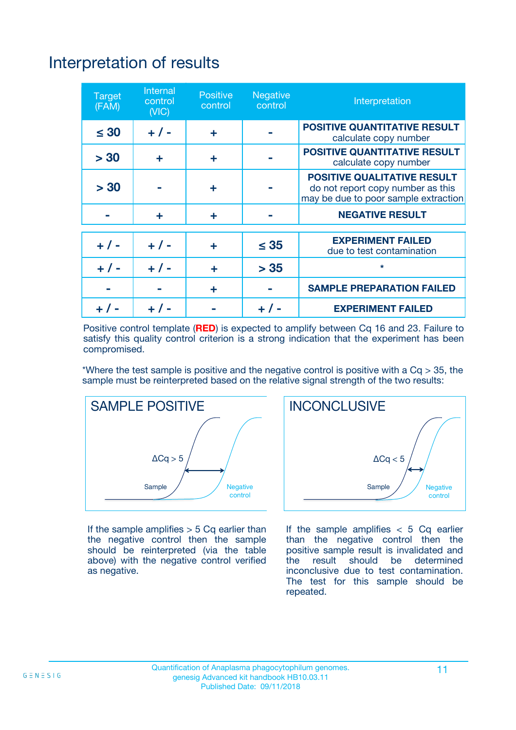# Interpretation of results

| Target (FAM) | Internal control (VIC) | Positive control | Negative control | Interpretation |
|---|---|---|---|---|
| ≤ 30 | + / - | + | - | **POSITIVE QUANTITATIVE RESULT** calculate copy number |
| > 30 | + | + | - | **POSITIVE QUANTITATIVE RESULT** calculate copy number |
| > 30 | - | + | - | **POSITIVE QUALITATIVE RESULT** do not report copy number as this may be due to poor sample extraction |
| - | + | + | - | **NEGATIVE RESULT** |
| + / - | + / - | + | ≤ 35 | **EXPERIMENT FAILED** due to test contamination |
| + / - | + / - | + | > 35 | * |
| - | - | + | - | **SAMPLE PREPARATION FAILED** |
| + / - | + / - | - | + / - | **EXPERIMENT FAILED** |

Positive control template (**RED**) is expected to amplify between Cq 16 and 23. Failure to satisfy this quality control criterion is a strong indication that the experiment has been compromised.

*Where the test sample is positive and the negative control is positive with a Cq > 35, the sample must be reinterpreted based on the relative signal strength of the two results:

**SAMPLE POSITIVE**

ΔCq > 5

Sample

Negative control

If the sample amplifies > 5 Cq earlier than the negative control then the sample should be reinterpreted (via the table above) with the negative control verified as negative.

**INCONCLUSIVE**

ΔCq < 5

Sample

Negative control

If the sample amplifies < 5 Cq earlier than the negative control then the positive sample result is invalidated and the result should be determined inconclusive due to test contamination. The test for this sample should be repeated.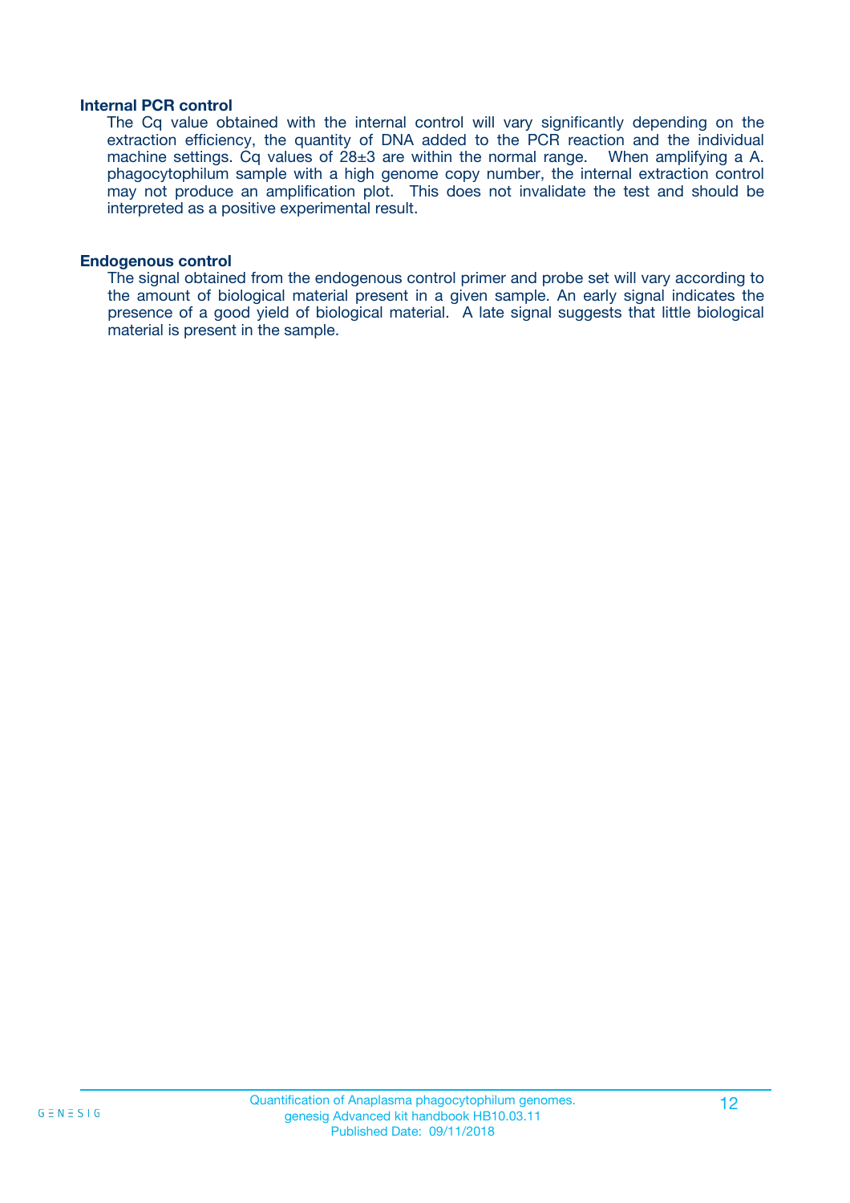### Internal PCR control

The Cq value obtained with the internal control will vary significantly depending on the extraction efficiency, the quantity of DNA added to the PCR reaction and the individual machine settings. Cq values of 28±3 are within the normal range. When amplifying a A. phagocytophilum sample with a high genome copy number, the internal extraction control may not produce an amplification plot. This does not invalidate the test and should be interpreted as a positive experimental result.

### Endogenous control

The signal obtained from the endogenous control primer and probe set will vary according to the amount of biological material present in a given sample. An early signal indicates the presence of a good yield of biological material. A late signal suggests that little biological material is present in the sample.